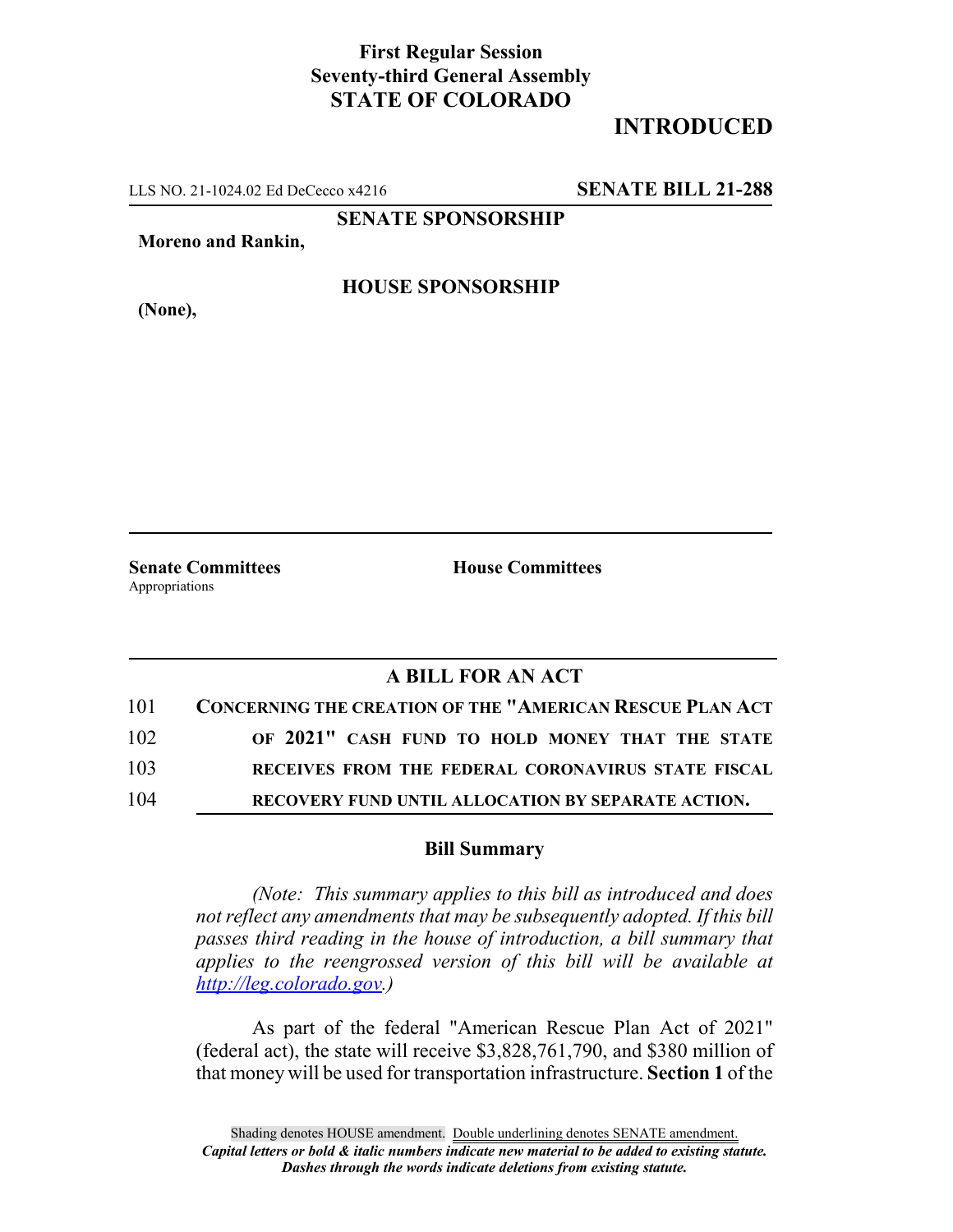**First Regular Session**
**Seventy-third General Assembly**
**STATE OF COLORADO**

# INTRODUCED

LLS NO. 21-1024.02 Ed DeCecco x4216 **SENATE BILL 21-288**

**SENATE SPONSORSHIP**

**Moreno and Rankin,**

**HOUSE SPONSORSHIP**

**(None),**

**Senate Committees**
Appropriations

**House Committees**

## A BILL FOR AN ACT

101 **CONCERNING THE CREATION OF THE "AMERICAN RESCUE PLAN ACT**
102 **OF 2021" CASH FUND TO HOLD MONEY THAT THE STATE**
103 **RECEIVES FROM THE FEDERAL CORONAVIRUS STATE FISCAL**
104 **RECOVERY FUND UNTIL ALLOCATION BY SEPARATE ACTION.**

### Bill Summary

*(Note: This summary applies to this bill as introduced and does not reflect any amendments that may be subsequently adopted. If this bill passes third reading in the house of introduction, a bill summary that applies to the reengrossed version of this bill will be available at http://leg.colorado.gov.)*

As part of the federal "American Rescue Plan Act of 2021" (federal act), the state will receive $3,828,761,790, and $380 million of that money will be used for transportation infrastructure. **Section 1** of the

Shading denotes HOUSE amendment. Double underlining denotes SENATE amendment.
*Capital letters or bold & italic numbers indicate new material to be added to existing statute.*
*Dashes through the words indicate deletions from existing statute.*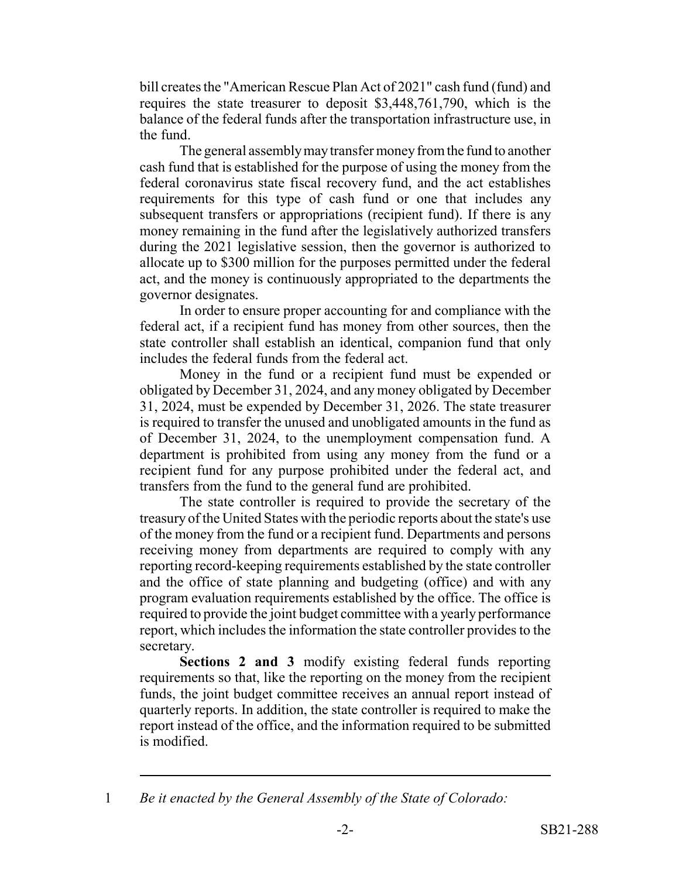bill creates the "American Rescue Plan Act of 2021" cash fund (fund) and requires the state treasurer to deposit $3,448,761,790, which is the balance of the federal funds after the transportation infrastructure use, in the fund.

The general assembly may transfer money from the fund to another cash fund that is established for the purpose of using the money from the federal coronavirus state fiscal recovery fund, and the act establishes requirements for this type of cash fund or one that includes any subsequent transfers or appropriations (recipient fund). If there is any money remaining in the fund after the legislatively authorized transfers during the 2021 legislative session, then the governor is authorized to allocate up to $300 million for the purposes permitted under the federal act, and the money is continuously appropriated to the departments the governor designates.

In order to ensure proper accounting for and compliance with the federal act, if a recipient fund has money from other sources, then the state controller shall establish an identical, companion fund that only includes the federal funds from the federal act.

Money in the fund or a recipient fund must be expended or obligated by December 31, 2024, and any money obligated by December 31, 2024, must be expended by December 31, 2026. The state treasurer is required to transfer the unused and unobligated amounts in the fund as of December 31, 2024, to the unemployment compensation fund. A department is prohibited from using any money from the fund or a recipient fund for any purpose prohibited under the federal act, and transfers from the fund to the general fund are prohibited.

The state controller is required to provide the secretary of the treasury of the United States with the periodic reports about the state's use of the money from the fund or a recipient fund. Departments and persons receiving money from departments are required to comply with any reporting record-keeping requirements established by the state controller and the office of state planning and budgeting (office) and with any program evaluation requirements established by the office. The office is required to provide the joint budget committee with a yearly performance report, which includes the information the state controller provides to the secretary.

**Sections 2 and 3** modify existing federal funds reporting requirements so that, like the reporting on the money from the recipient funds, the joint budget committee receives an annual report instead of quarterly reports. In addition, the state controller is required to make the report instead of the office, and the information required to be submitted is modified.

---

1 *Be it enacted by the General Assembly of the State of Colorado:*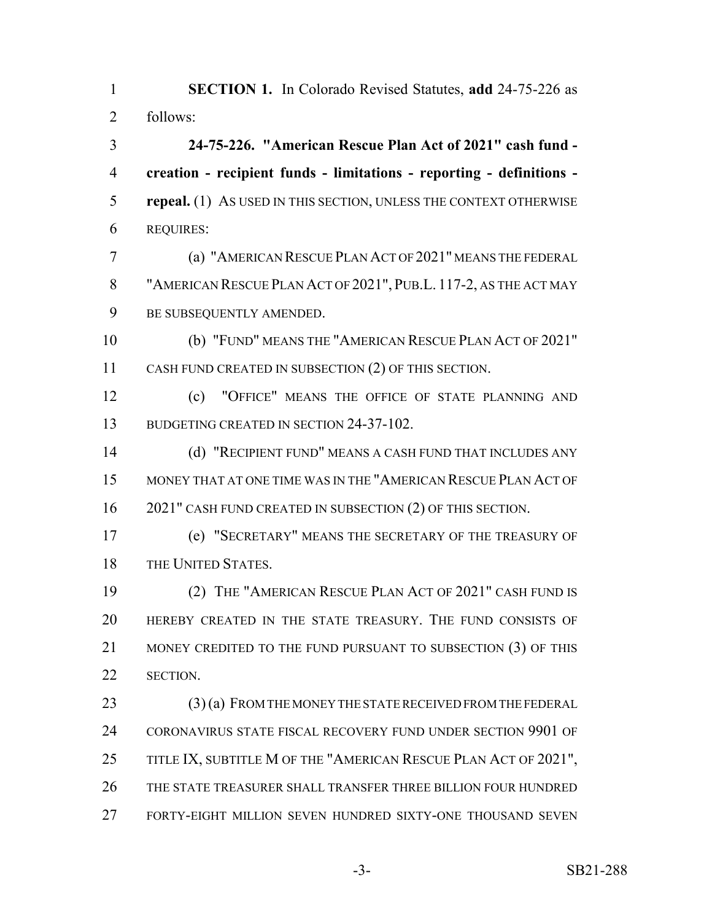**SECTION 1.** In Colorado Revised Statutes, **add** 24-75-226 as follows:

**24-75-226. "American Rescue Plan Act of 2021" cash fund - creation - recipient funds - limitations - reporting - definitions - repeal.** (1) AS USED IN THIS SECTION, UNLESS THE CONTEXT OTHERWISE REQUIRES:

(a) "AMERICAN RESCUE PLAN ACT OF 2021" MEANS THE FEDERAL "AMERICAN RESCUE PLAN ACT OF 2021", PUB.L. 117-2, AS THE ACT MAY BE SUBSEQUENTLY AMENDED.

(b) "FUND" MEANS THE "AMERICAN RESCUE PLAN ACT OF 2021" CASH FUND CREATED IN SUBSECTION (2) OF THIS SECTION.

(c) "OFFICE" MEANS THE OFFICE OF STATE PLANNING AND BUDGETING CREATED IN SECTION 24-37-102.

(d) "RECIPIENT FUND" MEANS A CASH FUND THAT INCLUDES ANY MONEY THAT AT ONE TIME WAS IN THE "AMERICAN RESCUE PLAN ACT OF 2021" CASH FUND CREATED IN SUBSECTION (2) OF THIS SECTION.

(e) "SECRETARY" MEANS THE SECRETARY OF THE TREASURY OF THE UNITED STATES.

(2) THE "AMERICAN RESCUE PLAN ACT OF 2021" CASH FUND IS HEREBY CREATED IN THE STATE TREASURY. THE FUND CONSISTS OF MONEY CREDITED TO THE FUND PURSUANT TO SUBSECTION (3) OF THIS SECTION.

(3) (a) FROM THE MONEY THE STATE RECEIVED FROM THE FEDERAL CORONAVIRUS STATE FISCAL RECOVERY FUND UNDER SECTION 9901 OF TITLE IX, SUBTITLE M OF THE "AMERICAN RESCUE PLAN ACT OF 2021", THE STATE TREASURER SHALL TRANSFER THREE BILLION FOUR HUNDRED FORTY-EIGHT MILLION SEVEN HUNDRED SIXTY-ONE THOUSAND SEVEN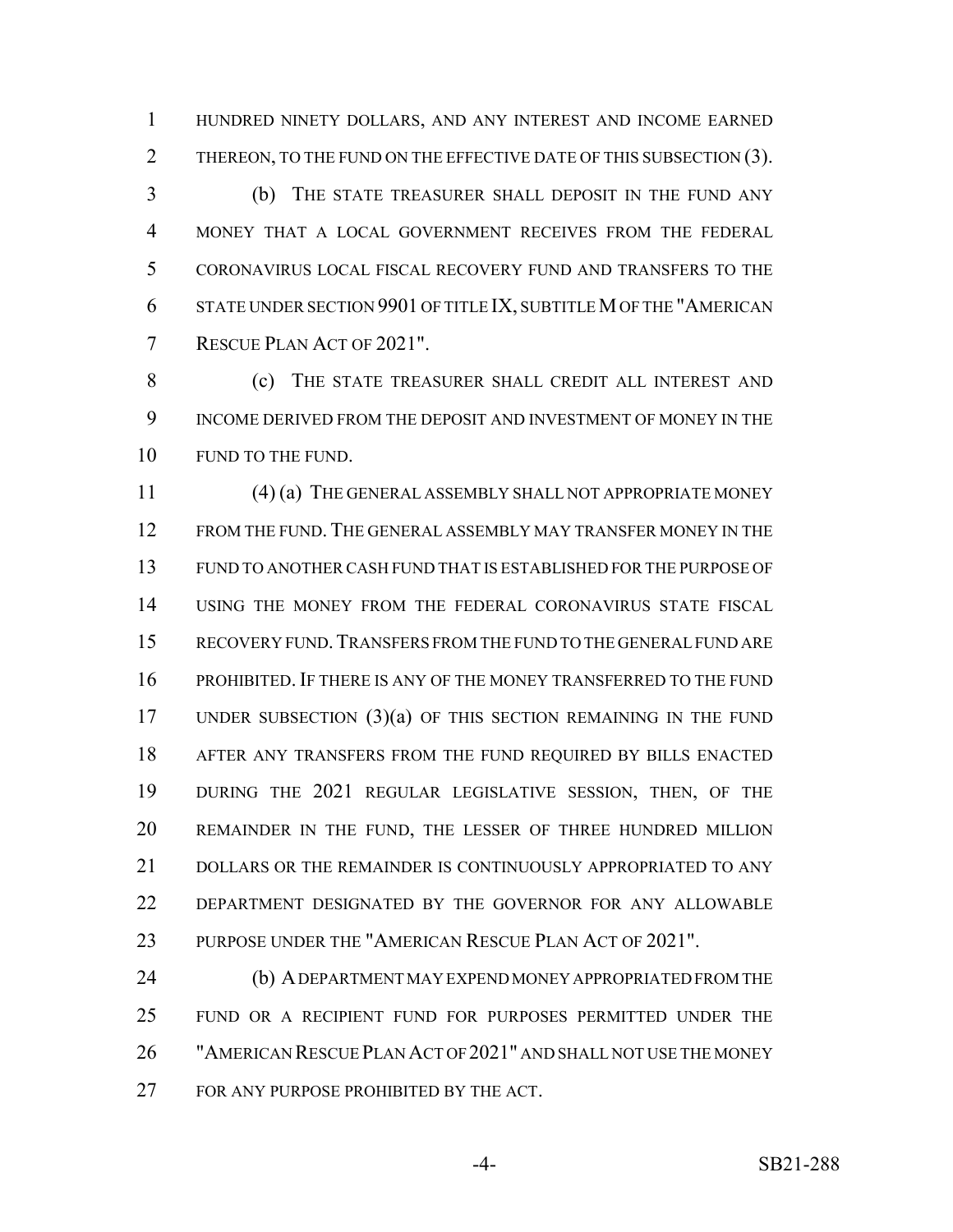HUNDRED NINETY DOLLARS, AND ANY INTEREST AND INCOME EARNED THEREON, TO THE FUND ON THE EFFECTIVE DATE OF THIS SUBSECTION (3).

(b) THE STATE TREASURER SHALL DEPOSIT IN THE FUND ANY MONEY THAT A LOCAL GOVERNMENT RECEIVES FROM THE FEDERAL CORONAVIRUS LOCAL FISCAL RECOVERY FUND AND TRANSFERS TO THE STATE UNDER SECTION 9901 OF TITLE IX, SUBTITLE M OF THE "AMERICAN RESCUE PLAN ACT OF 2021".

(c) THE STATE TREASURER SHALL CREDIT ALL INTEREST AND INCOME DERIVED FROM THE DEPOSIT AND INVESTMENT OF MONEY IN THE FUND TO THE FUND.

(4) (a) THE GENERAL ASSEMBLY SHALL NOT APPROPRIATE MONEY FROM THE FUND. THE GENERAL ASSEMBLY MAY TRANSFER MONEY IN THE FUND TO ANOTHER CASH FUND THAT IS ESTABLISHED FOR THE PURPOSE OF USING THE MONEY FROM THE FEDERAL CORONAVIRUS STATE FISCAL RECOVERY FUND. TRANSFERS FROM THE FUND TO THE GENERAL FUND ARE PROHIBITED. IF THERE IS ANY OF THE MONEY TRANSFERRED TO THE FUND UNDER SUBSECTION (3)(a) OF THIS SECTION REMAINING IN THE FUND AFTER ANY TRANSFERS FROM THE FUND REQUIRED BY BILLS ENACTED DURING THE 2021 REGULAR LEGISLATIVE SESSION, THEN, OF THE REMAINDER IN THE FUND, THE LESSER OF THREE HUNDRED MILLION DOLLARS OR THE REMAINDER IS CONTINUOUSLY APPROPRIATED TO ANY DEPARTMENT DESIGNATED BY THE GOVERNOR FOR ANY ALLOWABLE PURPOSE UNDER THE "AMERICAN RESCUE PLAN ACT OF 2021".

(b) A DEPARTMENT MAY EXPEND MONEY APPROPRIATED FROM THE FUND OR A RECIPIENT FUND FOR PURPOSES PERMITTED UNDER THE "AMERICAN RESCUE PLAN ACT OF 2021" AND SHALL NOT USE THE MONEY FOR ANY PURPOSE PROHIBITED BY THE ACT.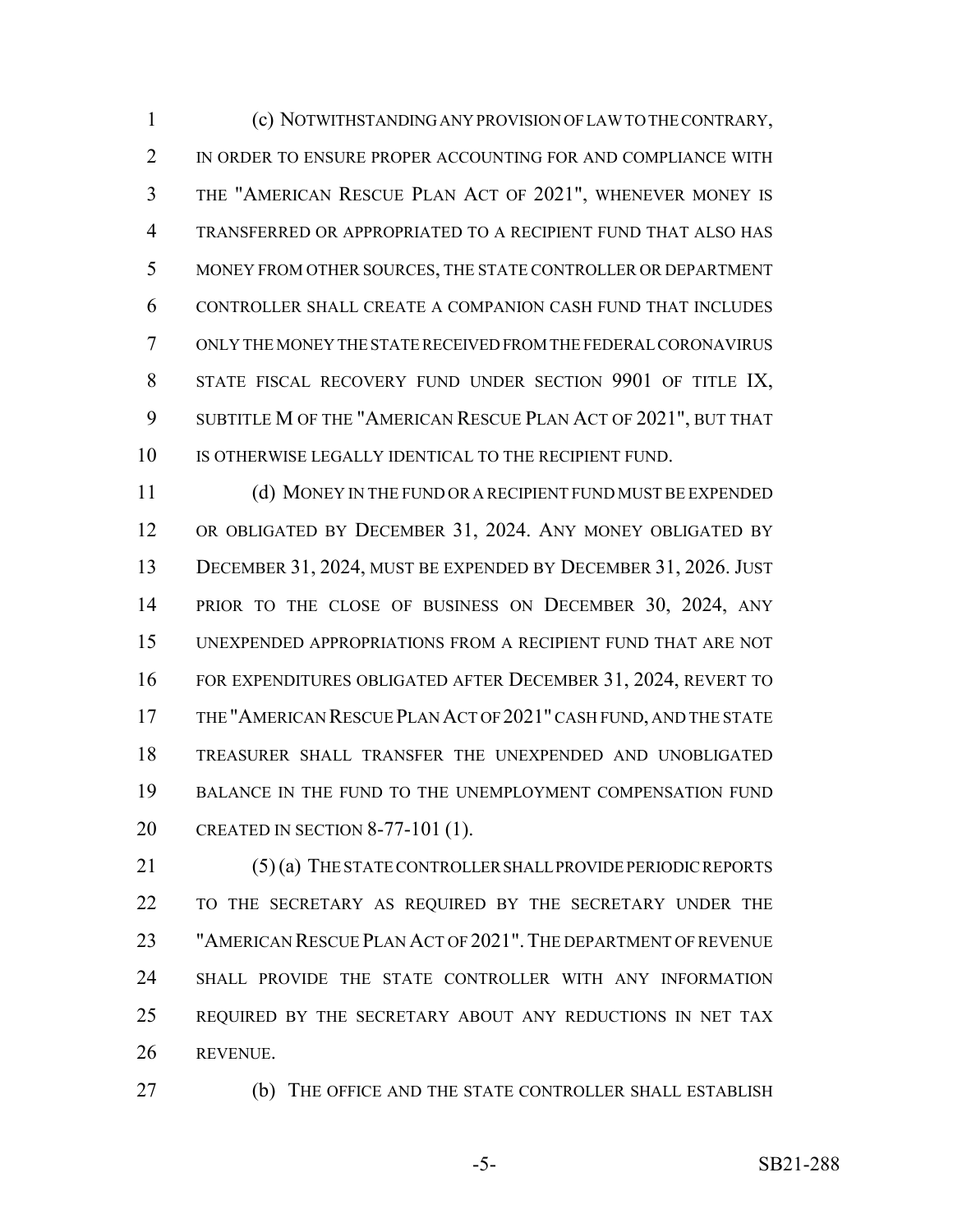(c) NOTWITHSTANDING ANY PROVISION OF LAW TO THE CONTRARY, IN ORDER TO ENSURE PROPER ACCOUNTING FOR AND COMPLIANCE WITH THE "AMERICAN RESCUE PLAN ACT OF 2021", WHENEVER MONEY IS TRANSFERRED OR APPROPRIATED TO A RECIPIENT FUND THAT ALSO HAS MONEY FROM OTHER SOURCES, THE STATE CONTROLLER OR DEPARTMENT CONTROLLER SHALL CREATE A COMPANION CASH FUND THAT INCLUDES ONLY THE MONEY THE STATE RECEIVED FROM THE FEDERAL CORONAVIRUS STATE FISCAL RECOVERY FUND UNDER SECTION 9901 OF TITLE IX, SUBTITLE M OF THE "AMERICAN RESCUE PLAN ACT OF 2021", BUT THAT IS OTHERWISE LEGALLY IDENTICAL TO THE RECIPIENT FUND.

(d) MONEY IN THE FUND OR A RECIPIENT FUND MUST BE EXPENDED OR OBLIGATED BY DECEMBER 31, 2024. ANY MONEY OBLIGATED BY DECEMBER 31, 2024, MUST BE EXPENDED BY DECEMBER 31, 2026. JUST PRIOR TO THE CLOSE OF BUSINESS ON DECEMBER 30, 2024, ANY UNEXPENDED APPROPRIATIONS FROM A RECIPIENT FUND THAT ARE NOT FOR EXPENDITURES OBLIGATED AFTER DECEMBER 31, 2024, REVERT TO THE "AMERICAN RESCUE PLAN ACT OF 2021" CASH FUND, AND THE STATE TREASURER SHALL TRANSFER THE UNEXPENDED AND UNOBLIGATED BALANCE IN THE FUND TO THE UNEMPLOYMENT COMPENSATION FUND CREATED IN SECTION 8-77-101 (1).

(5) (a) THE STATE CONTROLLER SHALL PROVIDE PERIODIC REPORTS TO THE SECRETARY AS REQUIRED BY THE SECRETARY UNDER THE "AMERICAN RESCUE PLAN ACT OF 2021". THE DEPARTMENT OF REVENUE SHALL PROVIDE THE STATE CONTROLLER WITH ANY INFORMATION REQUIRED BY THE SECRETARY ABOUT ANY REDUCTIONS IN NET TAX REVENUE.

(b) THE OFFICE AND THE STATE CONTROLLER SHALL ESTABLISH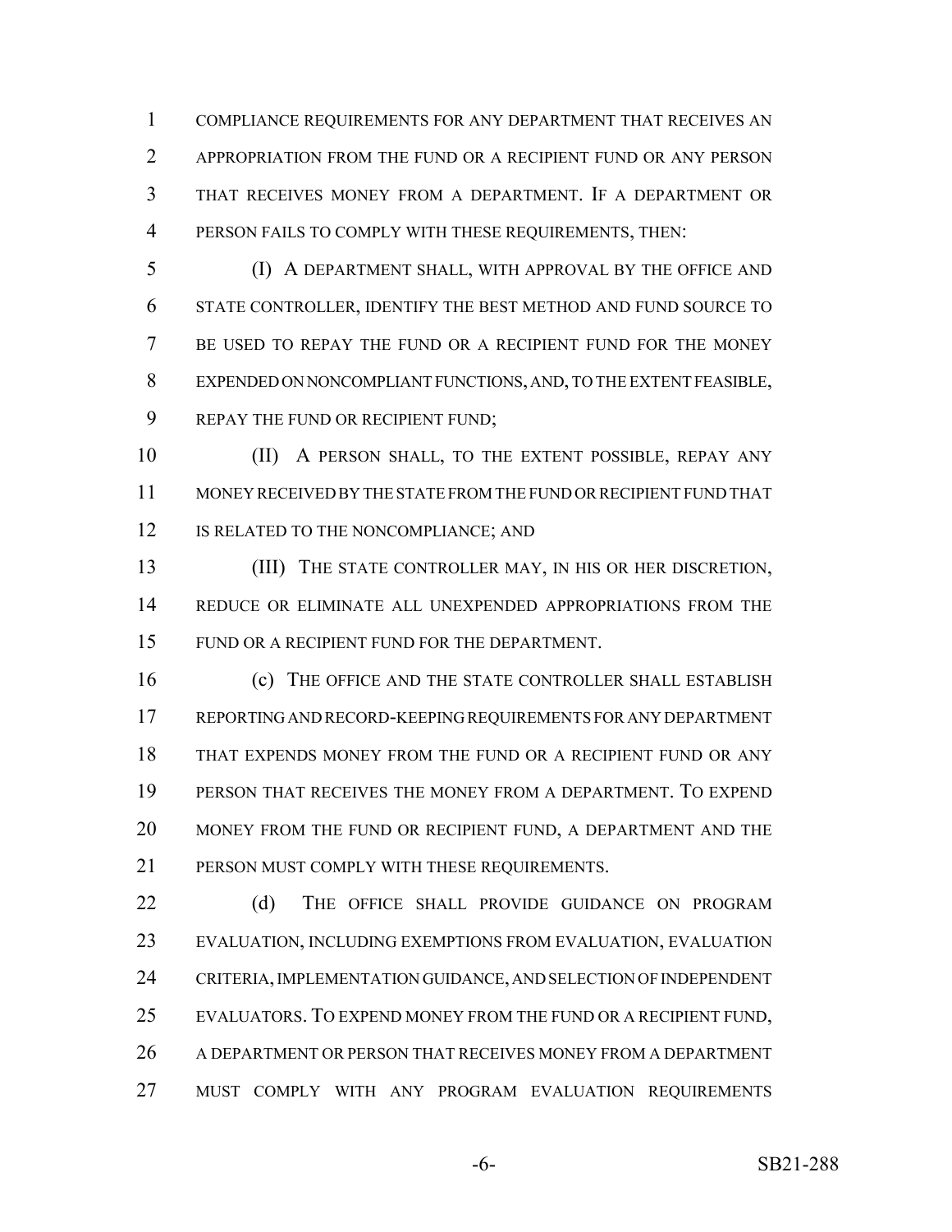COMPLIANCE REQUIREMENTS FOR ANY DEPARTMENT THAT RECEIVES AN APPROPRIATION FROM THE FUND OR A RECIPIENT FUND OR ANY PERSON THAT RECEIVES MONEY FROM A DEPARTMENT. IF A DEPARTMENT OR PERSON FAILS TO COMPLY WITH THESE REQUIREMENTS, THEN:

(I) A DEPARTMENT SHALL, WITH APPROVAL BY THE OFFICE AND STATE CONTROLLER, IDENTIFY THE BEST METHOD AND FUND SOURCE TO BE USED TO REPAY THE FUND OR A RECIPIENT FUND FOR THE MONEY EXPENDED ON NONCOMPLIANT FUNCTIONS, AND, TO THE EXTENT FEASIBLE, REPAY THE FUND OR RECIPIENT FUND;

(II) A PERSON SHALL, TO THE EXTENT POSSIBLE, REPAY ANY MONEY RECEIVED BY THE STATE FROM THE FUND OR RECIPIENT FUND THAT IS RELATED TO THE NONCOMPLIANCE; AND

(III) THE STATE CONTROLLER MAY, IN HIS OR HER DISCRETION, REDUCE OR ELIMINATE ALL UNEXPENDED APPROPRIATIONS FROM THE FUND OR A RECIPIENT FUND FOR THE DEPARTMENT.

(c) THE OFFICE AND THE STATE CONTROLLER SHALL ESTABLISH REPORTING AND RECORD-KEEPING REQUIREMENTS FOR ANY DEPARTMENT THAT EXPENDS MONEY FROM THE FUND OR A RECIPIENT FUND OR ANY PERSON THAT RECEIVES THE MONEY FROM A DEPARTMENT. TO EXPEND MONEY FROM THE FUND OR RECIPIENT FUND, A DEPARTMENT AND THE PERSON MUST COMPLY WITH THESE REQUIREMENTS.

(d) THE OFFICE SHALL PROVIDE GUIDANCE ON PROGRAM EVALUATION, INCLUDING EXEMPTIONS FROM EVALUATION, EVALUATION CRITERIA, IMPLEMENTATION GUIDANCE, AND SELECTION OF INDEPENDENT EVALUATORS. TO EXPEND MONEY FROM THE FUND OR A RECIPIENT FUND, A DEPARTMENT OR PERSON THAT RECEIVES MONEY FROM A DEPARTMENT MUST COMPLY WITH ANY PROGRAM EVALUATION REQUIREMENTS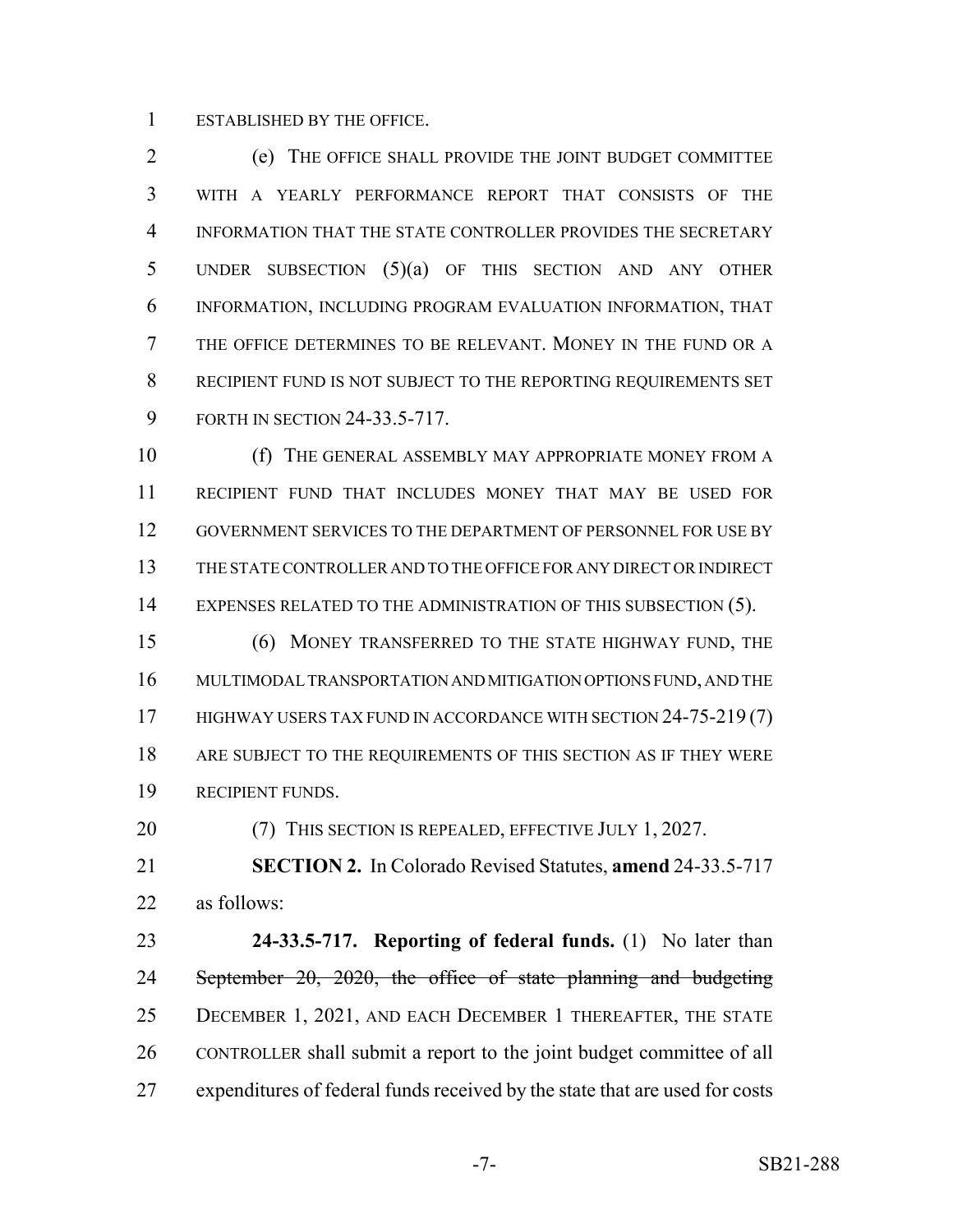ESTABLISHED BY THE OFFICE.

(e) THE OFFICE SHALL PROVIDE THE JOINT BUDGET COMMITTEE WITH A YEARLY PERFORMANCE REPORT THAT CONSISTS OF THE INFORMATION THAT THE STATE CONTROLLER PROVIDES THE SECRETARY UNDER SUBSECTION (5)(a) OF THIS SECTION AND ANY OTHER INFORMATION, INCLUDING PROGRAM EVALUATION INFORMATION, THAT THE OFFICE DETERMINES TO BE RELEVANT. MONEY IN THE FUND OR A RECIPIENT FUND IS NOT SUBJECT TO THE REPORTING REQUIREMENTS SET FORTH IN SECTION 24-33.5-717.

(f) THE GENERAL ASSEMBLY MAY APPROPRIATE MONEY FROM A RECIPIENT FUND THAT INCLUDES MONEY THAT MAY BE USED FOR GOVERNMENT SERVICES TO THE DEPARTMENT OF PERSONNEL FOR USE BY THE STATE CONTROLLER AND TO THE OFFICE FOR ANY DIRECT OR INDIRECT EXPENSES RELATED TO THE ADMINISTRATION OF THIS SUBSECTION (5).

(6) MONEY TRANSFERRED TO THE STATE HIGHWAY FUND, THE MULTIMODAL TRANSPORTATION AND MITIGATION OPTIONS FUND, AND THE HIGHWAY USERS TAX FUND IN ACCORDANCE WITH SECTION 24-75-219 (7) ARE SUBJECT TO THE REQUIREMENTS OF THIS SECTION AS IF THEY WERE RECIPIENT FUNDS.

(7) THIS SECTION IS REPEALED, EFFECTIVE JULY 1, 2027.

**SECTION 2.** In Colorado Revised Statutes, **amend** 24-33.5-717 as follows:

**24-33.5-717. Reporting of federal funds.** (1) No later than ~~September 20, 2020, the office of state planning and budgeting~~ DECEMBER 1, 2021, AND EACH DECEMBER 1 THEREAFTER, THE STATE CONTROLLER shall submit a report to the joint budget committee of all expenditures of federal funds received by the state that are used for costs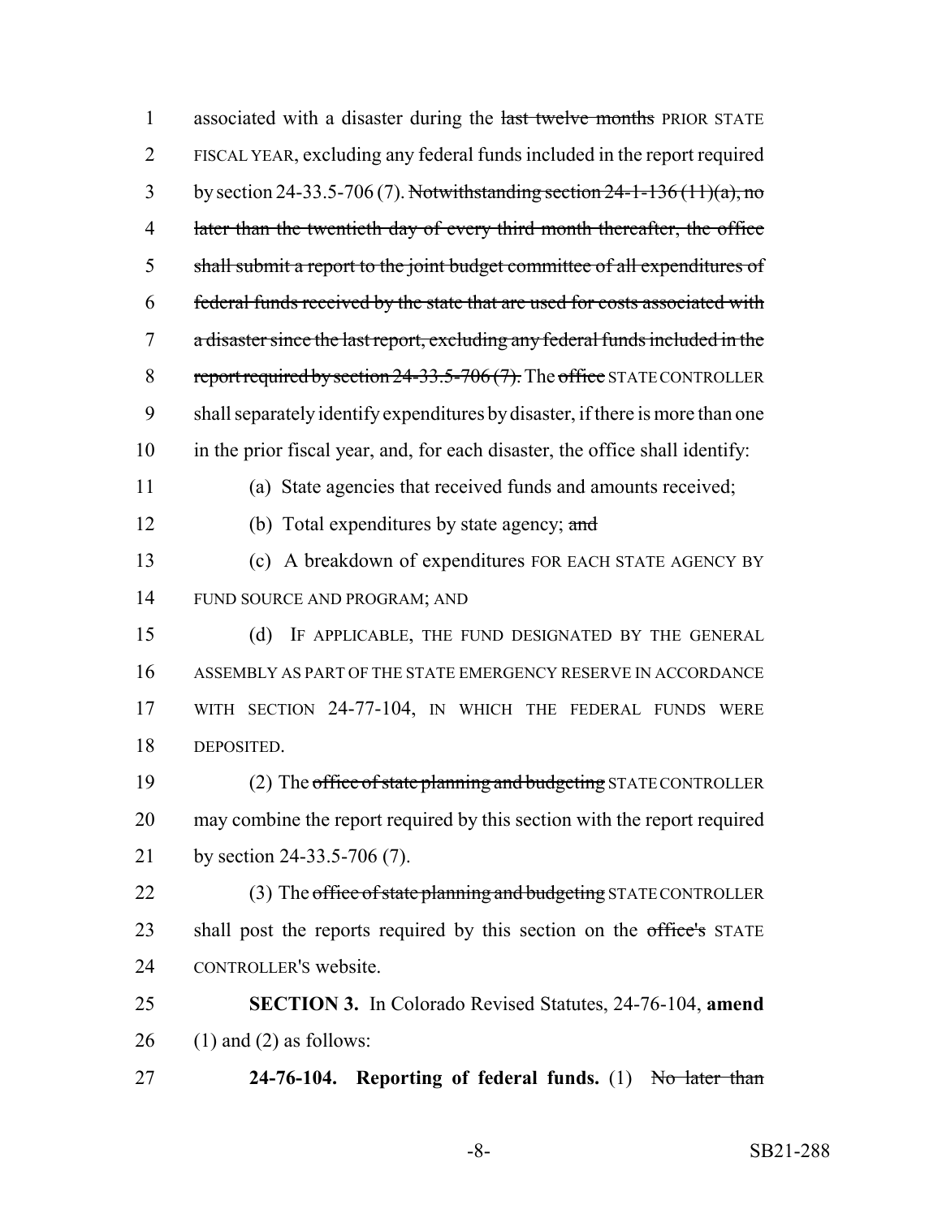associated with a disaster during the ~~last twelve months~~ PRIOR STATE FISCAL YEAR, excluding any federal funds included in the report required by section 24-33.5-706 (7). ~~Notwithstanding section 24-1-136 (11)(a), no later than the twentieth day of every third month thereafter, the office shall submit a report to the joint budget committee of all expenditures of federal funds received by the state that are used for costs associated with a disaster since the last report, excluding any federal funds included in the report required by section 24-33.5-706 (7).~~ The ~~office~~ STATE CONTROLLER shall separately identify expenditures by disaster, if there is more than one in the prior fiscal year, and, for each disaster, the office shall identify:

(a) State agencies that received funds and amounts received;

(b) Total expenditures by state agency; ~~and~~

(c) A breakdown of expenditures FOR EACH STATE AGENCY BY FUND SOURCE AND PROGRAM; AND

(d) IF APPLICABLE, THE FUND DESIGNATED BY THE GENERAL ASSEMBLY AS PART OF THE STATE EMERGENCY RESERVE IN ACCORDANCE WITH SECTION 24-77-104, IN WHICH THE FEDERAL FUNDS WERE DEPOSITED.

(2) The ~~office of state planning and budgeting~~ STATE CONTROLLER may combine the report required by this section with the report required by section 24-33.5-706 (7).

(3) The ~~office of state planning and budgeting~~ STATE CONTROLLER shall post the reports required by this section on the ~~office's~~ STATE CONTROLLER'S website.

**SECTION 3.** In Colorado Revised Statutes, 24-76-104, **amend** (1) and (2) as follows:

**24-76-104. Reporting of federal funds.** (1) ~~No later than~~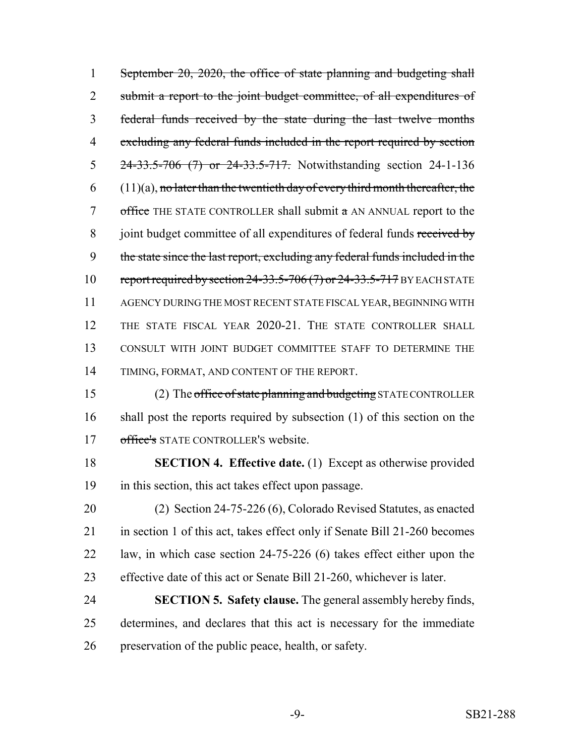1 ~~September 20, 2020, the office of state planning and budgeting shall~~
2 ~~submit a report to the joint budget committee, of all expenditures of~~
3 ~~federal funds received by the state during the last twelve months~~
4 ~~excluding any federal funds included in the report required by section~~
5 ~~24-33.5-706 (7) or 24-33.5-717.~~ Notwithstanding section 24-1-136
6 (11)(a), ~~no later than the twentieth day of every third month thereafter, the~~
7 ~~office~~ THE STATE CONTROLLER shall submit ~~a~~ AN ANNUAL report to the
8 joint budget committee of all expenditures of federal funds ~~received by~~
9 ~~the state since the last report, excluding any federal funds included in the~~
10 ~~report required by section 24-33.5-706 (7) or 24-33.5-717~~ BY EACH STATE
11 AGENCY DURING THE MOST RECENT STATE FISCAL YEAR, BEGINNING WITH
12 THE STATE FISCAL YEAR 2020-21. THE STATE CONTROLLER SHALL
13 CONSULT WITH JOINT BUDGET COMMITTEE STAFF TO DETERMINE THE
14 TIMING, FORMAT, AND CONTENT OF THE REPORT.

15 (2) The ~~office of state planning and budgeting~~ STATE CONTROLLER
16 shall post the reports required by subsection (1) of this section on the
17 ~~office's~~ STATE CONTROLLER'S website.

18 **SECTION 4. Effective date.** (1) Except as otherwise provided
19 in this section, this act takes effect upon passage.

20 (2) Section 24-75-226 (6), Colorado Revised Statutes, as enacted
21 in section 1 of this act, takes effect only if Senate Bill 21-260 becomes
22 law, in which case section 24-75-226 (6) takes effect either upon the
23 effective date of this act or Senate Bill 21-260, whichever is later.

24 **SECTION 5. Safety clause.** The general assembly hereby finds,
25 determines, and declares that this act is necessary for the immediate
26 preservation of the public peace, health, or safety.